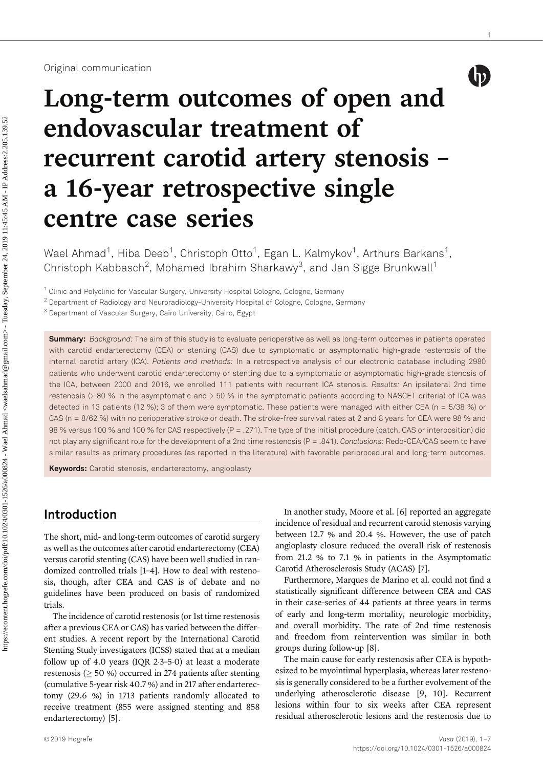Original communication

# Long-term outcomes of open and endovascular treatment of recurrent carotid artery stenosis – a 16-year retrospective single centre case series

Wael Ahmad[1], Hiba Deeb[1], Christoph Otto[1], Egan L. Kalmykov[1], Arthurs Barkans[1], Christoph Kabbasch[2], Mohamed Ibrahim Sharkawy[3], and Jan Sigge Brunkwall[1]

[1] Clinic and Polyclinic for Vascular Surgery, University Hospital Cologne, Cologne, Germany
[2] Department of Radiology and Neuroradiology-University Hospital of Cologne, Cologne, Germany
[3] Department of Vascular Surgery, Cairo University, Cairo, Egypt

**Summary:** *Background:* The aim of this study is to evaluate perioperative as well as long-term outcomes in patients operated with carotid endarterectomy (CEA) or stenting (CAS) due to symptomatic or asymptomatic high-grade restenosis of the internal carotid artery (ICA). *Patients and methods:* In a retrospective analysis of our electronic database including 2980 patients who underwent carotid endarterectomy or stenting due to a symptomatic or asymptomatic high-grade stenosis of the ICA, between 2000 and 2016, we enrolled 111 patients with recurrent ICA stenosis. *Results:* An ipsilateral 2nd time restenosis (> 80 % in the asymptomatic and > 50 % in the symptomatic patients according to NASCET criteria) of ICA was detected in 13 patients (12 %); 3 of them were symptomatic. These patients were managed with either CEA (n = 5/38 %) or CAS (n = 8/62 %) with no perioperative stroke or death. The stroke-free survival rates at 2 and 8 years for CEA were 98 % and 98 % versus 100 % and 100 % for CAS respectively (P = .271). The type of the initial procedure (patch, CAS or interposition) did not play any significant role for the development of a 2nd time restenosis (P = .841). *Conclusions:* Redo-CEA/CAS seem to have similar results as primary procedures (as reported in the literature) with favorable periprocedural and long-term outcomes.

**Keywords:** Carotid stenosis, endarterectomy, angioplasty

## Introduction

The short, mid- and long-term outcomes of carotid surgery as well as the outcomes after carotid endarterectomy (CEA) versus carotid stenting (CAS) have been well studied in randomized controlled trials [1–4]. How to deal with restenosis, though, after CEA and CAS is of debate and no guidelines have been produced on basis of randomized trials.

The incidence of carotid restenosis (or 1st time restenosis after a previous CEA or CAS) has varied between the different studies. A recent report by the International Carotid Stenting Study investigators (ICSS) stated that at a median follow up of 4.0 years (IQR 2·3–5·0) at least a moderate restenosis ($\geq$ 50 %) occurred in 274 patients after stenting (cumulative 5-year risk 40.7 %) and in 217 after endarterectomy (29.6 %) in 1713 patients randomly allocated to receive treatment (855 were assigned stenting and 858 endarterectomy) [5].

In another study, Moore et al. [6] reported an aggregate incidence of residual and recurrent carotid stenosis varying between 12.7 % and 20.4 %. However, the use of patch angioplasty closure reduced the overall risk of restenosis from 21.2 % to 7.1 % in patients in the Asymptomatic Carotid Atherosclerosis Study (ACAS) [7].

Furthermore, Marques de Marino et al. could not find a statistically significant difference between CEA and CAS in their case-series of 44 patients at three years in terms of early and long-term mortality, neurologic morbidity, and overall morbidity. The rate of 2nd time restenosis and freedom from reintervention was similar in both groups during follow-up [8].

The main cause for early restenosis after CEA is hypothesized to be myointimal hyperplasia, whereas later restenosis is generally considered to be a further evolvement of the underlying atherosclerotic disease [9, 10]. Recurrent lesions within four to six weeks after CEA represent residual atherosclerotic lesions and the restenosis due to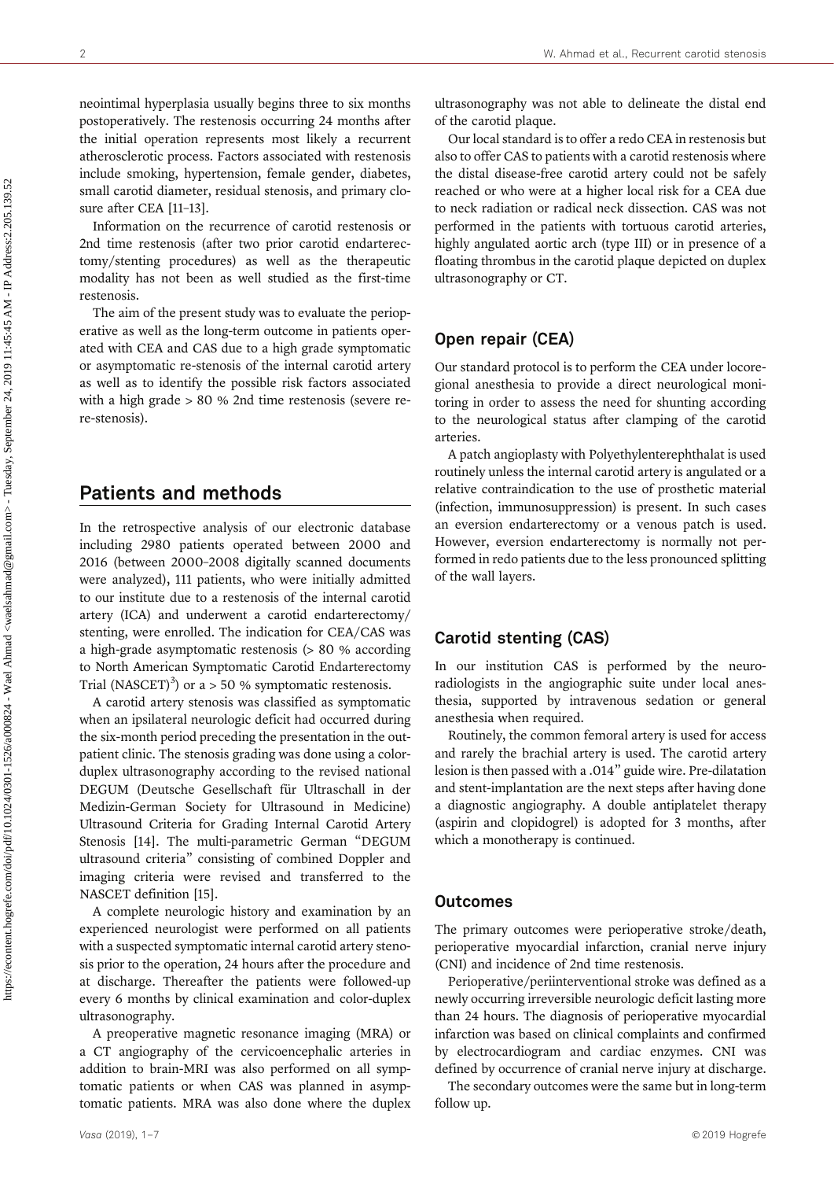neointimal hyperplasia usually begins three to six months postoperatively. The restenosis occurring 24 months after the initial operation represents most likely a recurrent atherosclerotic process. Factors associated with restenosis include smoking, hypertension, female gender, diabetes, small carotid diameter, residual stenosis, and primary closure after CEA [11–13].

Information on the recurrence of carotid restenosis or 2nd time restenosis (after two prior carotid endarterectomy/stenting procedures) as well as the therapeutic modality has not been as well studied as the first-time restenosis.

The aim of the present study was to evaluate the perioperative as well as the long-term outcome in patients operated with CEA and CAS due to a high grade symptomatic or asymptomatic re-stenosis of the internal carotid artery as well as to identify the possible risk factors associated with a high grade > 80 % 2nd time restenosis (severe re-re-stenosis).

## Patients and methods

In the retrospective analysis of our electronic database including 2980 patients operated between 2000 and 2016 (between 2000–2008 digitally scanned documents were analyzed), 111 patients, who were initially admitted to our institute due to a restenosis of the internal carotid artery (ICA) and underwent a carotid endarterectomy/stenting, were enrolled. The indication for CEA/CAS was a high-grade asymptomatic restenosis (> 80 % according to North American Symptomatic Carotid Endarterectomy Trial (NASCET)[3]) or a > 50 % symptomatic restenosis.

A carotid artery stenosis was classified as symptomatic when an ipsilateral neurologic deficit had occurred during the six-month period preceding the presentation in the outpatient clinic. The stenosis grading was done using a color-duplex ultrasonography according to the revised national DEGUM (Deutsche Gesellschaft für Ultraschall in der Medizin-German Society for Ultrasound in Medicine) Ultrasound Criteria for Grading Internal Carotid Artery Stenosis [14]. The multi-parametric German "DEGUM ultrasound criteria" consisting of combined Doppler and imaging criteria were revised and transferred to the NASCET definition [15].

A complete neurologic history and examination by an experienced neurologist were performed on all patients with a suspected symptomatic internal carotid artery stenosis prior to the operation, 24 hours after the procedure and at discharge. Thereafter the patients were followed-up every 6 months by clinical examination and color-duplex ultrasonography.

A preoperative magnetic resonance imaging (MRA) or a CT angiography of the cervicoencephalic arteries in addition to brain-MRI was also performed on all symptomatic patients or when CAS was planned in asymptomatic patients. MRA was also done where the duplex ultrasonography was not able to delineate the distal end of the carotid plaque.

Our local standard is to offer a redo CEA in restenosis but also to offer CAS to patients with a carotid restenosis where the distal disease-free carotid artery could not be safely reached or who were at a higher local risk for a CEA due to neck radiation or radical neck dissection. CAS was not performed in the patients with tortuous carotid arteries, highly angulated aortic arch (type III) or in presence of a floating thrombus in the carotid plaque depicted on duplex ultrasonography or CT.

## Open repair (CEA)

Our standard protocol is to perform the CEA under locoregional anesthesia to provide a direct neurological monitoring in order to assess the need for shunting according to the neurological status after clamping of the carotid arteries.

A patch angioplasty with Polyethylenterephthalat is used routinely unless the internal carotid artery is angulated or a relative contraindication to the use of prosthetic material (infection, immunosuppression) is present. In such cases an eversion endarterectomy or a venous patch is used. However, eversion endarterectomy is normally not performed in redo patients due to the less pronounced splitting of the wall layers.

## Carotid stenting (CAS)

In our institution CAS is performed by the neuroradiologists in the angiographic suite under local anesthesia, supported by intravenous sedation or general anesthesia when required.

Routinely, the common femoral artery is used for access and rarely the brachial artery is used. The carotid artery lesion is then passed with a .014" guide wire. Pre-dilatation and stent-implantation are the next steps after having done a diagnostic angiography. A double antiplatelet therapy (aspirin and clopidogrel) is adopted for 3 months, after which a monotherapy is continued.

### Outcomes

The primary outcomes were perioperative stroke/death, perioperative myocardial infarction, cranial nerve injury (CNI) and incidence of 2nd time restenosis.

Perioperative/periinterventional stroke was defined as a newly occurring irreversible neurologic deficit lasting more than 24 hours. The diagnosis of perioperative myocardial infarction was based on clinical complaints and confirmed by electrocardiogram and cardiac enzymes. CNI was defined by occurrence of cranial nerve injury at discharge.

The secondary outcomes were the same but in long-term follow up.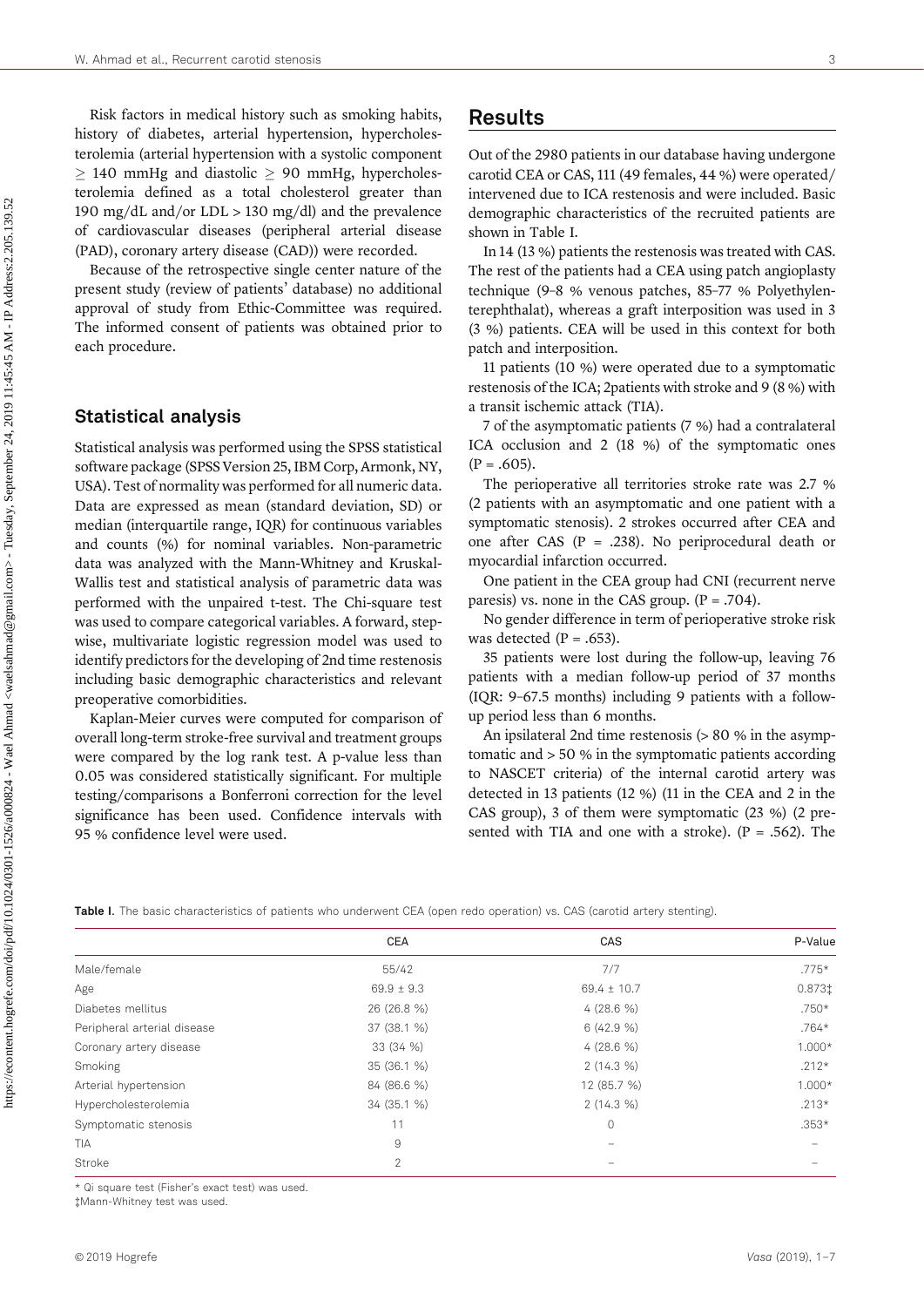Risk factors in medical history such as smoking habits, history of diabetes, arterial hypertension, hypercholesterolemia (arterial hypertension with a systolic component ≥ 140 mmHg and diastolic ≥ 90 mmHg, hypercholesterolemia defined as a total cholesterol greater than 190 mg/dL and/or LDL > 130 mg/dl) and the prevalence of cardiovascular diseases (peripheral arterial disease (PAD), coronary artery disease (CAD)) were recorded.

Because of the retrospective single center nature of the present study (review of patients' database) no additional approval of study from Ethic-Committee was required. The informed consent of patients was obtained prior to each procedure.

## Statistical analysis

Statistical analysis was performed using the SPSS statistical software package (SPSS Version 25, IBM Corp, Armonk, NY, USA). Test of normality was performed for all numeric data. Data are expressed as mean (standard deviation, SD) or median (interquartile range, IQR) for continuous variables and counts (%) for nominal variables. Non-parametric data was analyzed with the Mann-Whitney and Kruskal-Wallis test and statistical analysis of parametric data was performed with the unpaired t-test. The Chi-square test was used to compare categorical variables. A forward, stepwise, multivariate logistic regression model was used to identify predictors for the developing of 2nd time restenosis including basic demographic characteristics and relevant preoperative comorbidities.

Kaplan-Meier curves were computed for comparison of overall long-term stroke-free survival and treatment groups were compared by the log rank test. A p-value less than 0.05 was considered statistically significant. For multiple testing/comparisons a Bonferroni correction for the level significance has been used. Confidence intervals with 95 % confidence level were used.

## Results

Out of the 2980 patients in our database having undergone carotid CEA or CAS, 111 (49 females, 44 %) were operated/intervened due to ICA restenosis and were included. Basic demographic characteristics of the recruited patients are shown in Table I.

In 14 (13 %) patients the restenosis was treated with CAS. The rest of the patients had a CEA using patch angioplasty technique (9–8 % venous patches, 85–77 % Polyethylenterephthalat), whereas a graft interposition was used in 3 (3 %) patients. CEA will be used in this context for both patch and interposition.

11 patients (10 %) were operated due to a symptomatic restenosis of the ICA; 2patients with stroke and 9 (8 %) with a transit ischemic attack (TIA).

7 of the asymptomatic patients (7 %) had a contralateral ICA occlusion and 2 (18 %) of the symptomatic ones (P = .605).

The perioperative all territories stroke rate was 2.7 % (2 patients with an asymptomatic and one patient with a symptomatic stenosis). 2 strokes occurred after CEA and one after CAS (P = .238). No periprocedural death or myocardial infarction occurred.

One patient in the CEA group had CNI (recurrent nerve paresis) vs. none in the CAS group. (P = .704).

No gender difference in term of perioperative stroke risk was detected (P = .653).

35 patients were lost during the follow-up, leaving 76 patients with a median follow-up period of 37 months (IQR: 9–67.5 months) including 9 patients with a follow-up period less than 6 months.

An ipsilateral 2nd time restenosis (> 80 % in the asymptomatic and > 50 % in the symptomatic patients according to NASCET criteria) of the internal carotid artery was detected in 13 patients (12 %) (11 in the CEA and 2 in the CAS group), 3 of them were symptomatic (23 %) (2 presented with TIA and one with a stroke). (P = .562). The

**Table I.** The basic characteristics of patients who underwent CEA (open redo operation) vs. CAS (carotid artery stenting).

| | CEA | CAS | P-Value |
|---|---|---|---|
| Male/female | 55/42 | 7/7 | .775* |
| Age | 69.9 ± 9.3 | 69.4 ± 10.7 | 0.873‡ |
| Diabetes mellitus | 26 (26.8 %) | 4 (28.6 %) | .750* |
| Peripheral arterial disease | 37 (38.1 %) | 6 (42.9 %) | .764* |
| Coronary artery disease | 33 (34 %) | 4 (28.6 %) | 1.000* |
| Smoking | 35 (36.1 %) | 2 (14.3 %) | .212* |
| Arterial hypertension | 84 (86.6 %) | 12 (85.7 %) | 1.000* |
| Hypercholesterolemia | 34 (35.1 %) | 2 (14.3 %) | .213* |
| Symptomatic stenosis | 11 | 0 | .353* |
| TIA | 9 | – | – |
| Stroke | 2 | – | – |

\* Qi square test (Fisher's exact test) was used.

‡Mann-Whitney test was used.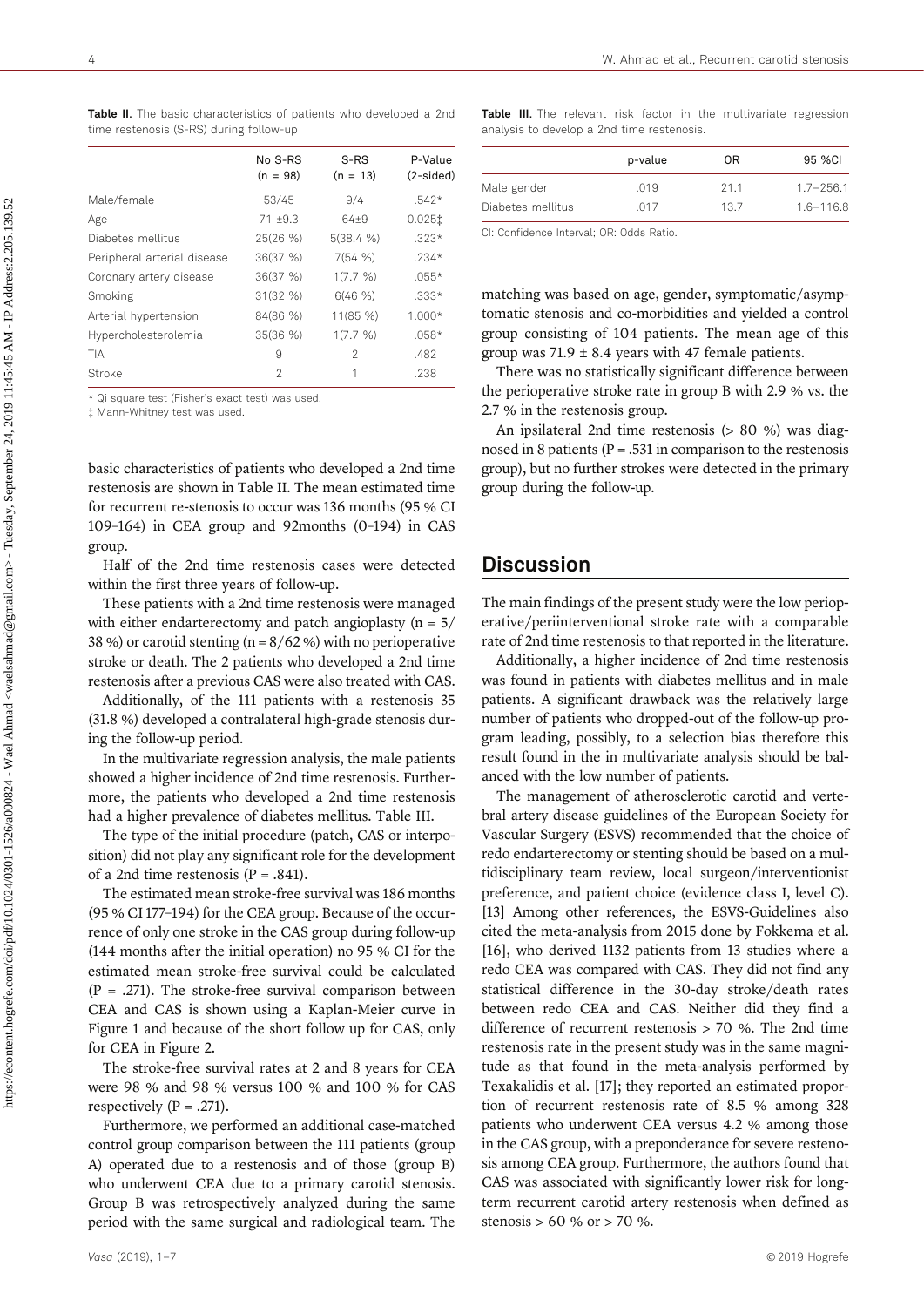**Table II.** The basic characteristics of patients who developed a 2nd time restenosis (S-RS) during follow-up

| | No S-RS (n = 98) | S-RS (n = 13) | P-Value (2-sided) |
|---|---|---|---|
| Male/female | 53/45 | 9/4 | .542* |
| Age | 71 ±9.3 | 64±9 | 0.025‡ |
| Diabetes mellitus | 25(26 %) | 5(38.4 %) | .323* |
| Peripheral arterial disease | 36(37 %) | 7(54 %) | .234* |
| Coronary artery disease | 36(37 %) | 1(7.7 %) | .055* |
| Smoking | 31(32 %) | 6(46 %) | .333* |
| Arterial hypertension | 84(86 %) | 11(85 %) | 1.000* |
| Hypercholesterolemia | 35(36 %) | 1(7.7 %) | .058* |
| TIA | 9 | 2 | .482 |
| Stroke | 2 | 1 | .238 |

\* Qi square test (Fisher's exact test) was used.
‡ Mann-Whitney test was used.

basic characteristics of patients who developed a 2nd time restenosis are shown in Table II. The mean estimated time for recurrent re-stenosis to occur was 136 months (95 % CI 109–164) in CEA group and 92months (0–194) in CAS group.

Half of the 2nd time restenosis cases were detected within the first three years of follow-up.

These patients with a 2nd time restenosis were managed with either endarterectomy and patch angioplasty (n = 5/38 %) or carotid stenting (n = 8/62 %) with no perioperative stroke or death. The 2 patients who developed a 2nd time restenosis after a previous CAS were also treated with CAS.

Additionally, of the 111 patients with a restenosis 35 (31.8 %) developed a contralateral high-grade stenosis during the follow-up period.

In the multivariate regression analysis, the male patients showed a higher incidence of 2nd time restenosis. Furthermore, the patients who developed a 2nd time restenosis had a higher prevalence of diabetes mellitus. Table III.

The type of the initial procedure (patch, CAS or interposition) did not play any significant role for the development of a 2nd time restenosis (P = .841).

The estimated mean stroke-free survival was 186 months (95 % CI 177–194) for the CEA group. Because of the occurrence of only one stroke in the CAS group during follow-up (144 months after the initial operation) no 95 % CI for the estimated mean stroke-free survival could be calculated (P = .271). The stroke-free survival comparison between CEA and CAS is shown using a Kaplan-Meier curve in Figure 1 and because of the short follow up for CAS, only for CEA in Figure 2.

The stroke-free survival rates at 2 and 8 years for CEA were 98 % and 98 % versus 100 % and 100 % for CAS respectively (P = .271).

Furthermore, we performed an additional case-matched control group comparison between the 111 patients (group A) operated due to a restenosis and of those (group B) who underwent CEA due to a primary carotid stenosis. Group B was retrospectively analyzed during the same period with the same surgical and radiological team. The matching was based on age, gender, symptomatic/asymptomatic stenosis and co-morbidities and yielded a control group consisting of 104 patients. The mean age of this group was 71.9 ± 8.4 years with 47 female patients.

**Table III.** The relevant risk factor in the multivariate regression analysis to develop a 2nd time restenosis.

| | p-value | OR | 95 %CI |
|---|---|---|---|
| Male gender | .019 | 21.1 | 1.7–256.1 |
| Diabetes mellitus | .017 | 13.7 | 1.6–116.8 |

CI: Confidence Interval; OR: Odds Ratio.

There was no statistically significant difference between the perioperative stroke rate in group B with 2.9 % vs. the 2.7 % in the restenosis group.

An ipsilateral 2nd time restenosis (> 80 %) was diagnosed in 8 patients (P = .531 in comparison to the restenosis group), but no further strokes were detected in the primary group during the follow-up.

## Discussion

The main findings of the present study were the low perioperative/periinterventional stroke rate with a comparable rate of 2nd time restenosis to that reported in the literature.

Additionally, a higher incidence of 2nd time restenosis was found in patients with diabetes mellitus and in male patients. A significant drawback was the relatively large number of patients who dropped-out of the follow-up program leading, possibly, to a selection bias therefore this result found in the in multivariate analysis should be balanced with the low number of patients.

The management of atherosclerotic carotid and vertebral artery disease guidelines of the European Society for Vascular Surgery (ESVS) recommended that the choice of redo endarterectomy or stenting should be based on a multidisciplinary team review, local surgeon/interventionist preference, and patient choice (evidence class I, level C). [13] Among other references, the ESVS-Guidelines also cited the meta-analysis from 2015 done by Fokkema et al. [16], who derived 1132 patients from 13 studies where a redo CEA was compared with CAS. They did not find any statistical difference in the 30-day stroke/death rates between redo CEA and CAS. Neither did they find a difference of recurrent restenosis > 70 %. The 2nd time restenosis rate in the present study was in the same magnitude as that found in the meta-analysis performed by Texakalidis et al. [17]; they reported an estimated proportion of recurrent restenosis rate of 8.5 % among 328 patients who underwent CEA versus 4.2 % among those in the CAS group, with a preponderance for severe restenosis among CEA group. Furthermore, the authors found that CAS was associated with significantly lower risk for long-term recurrent carotid artery restenosis when defined as stenosis > 60 % or > 70 %.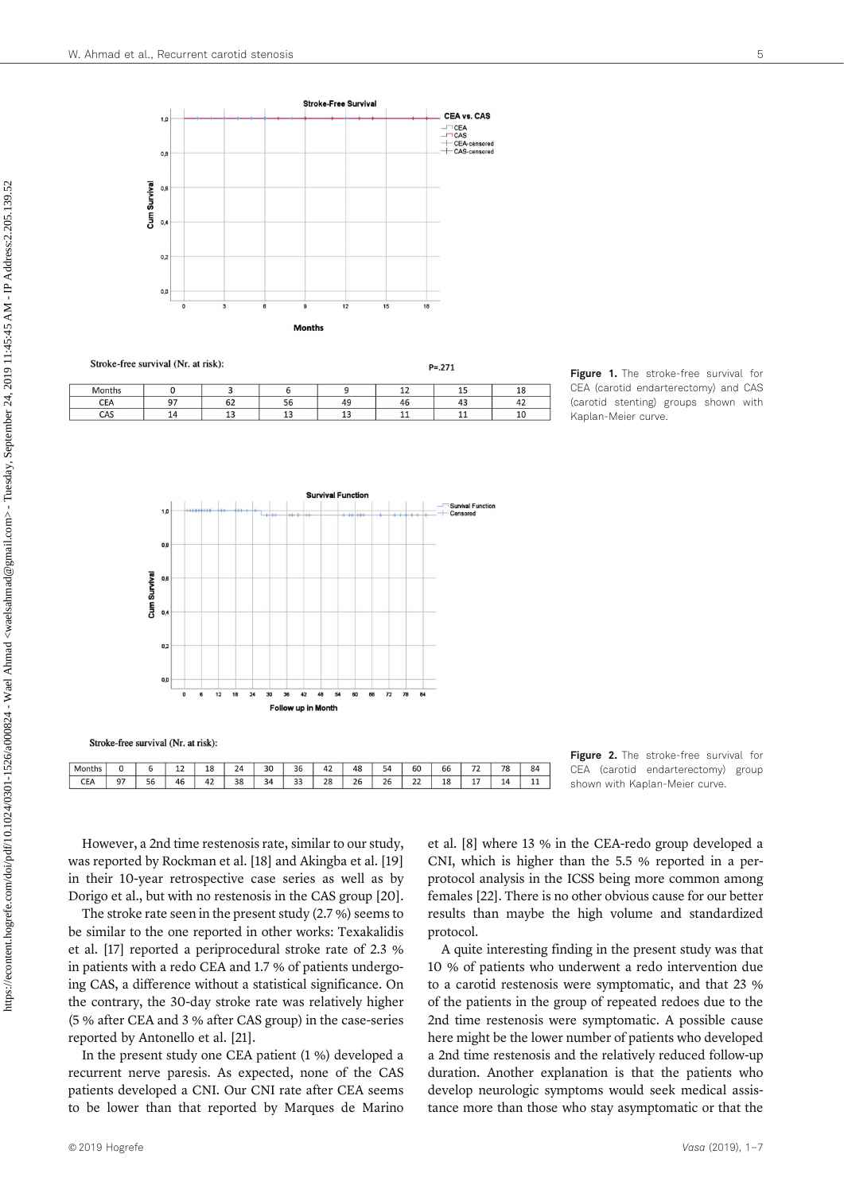Stroke-free survival (Nr. at risk):

P=.271

| Months | 0 | 3 | 6 | 9 | 12 | 15 | 18 |
|---|---|---|---|---|---|---|---|
| CEA | 97 | 62 | 56 | 49 | 46 | 43 | 42 |
| CAS | 14 | 13 | 13 | 13 | 11 | 11 | 10 |

**Figure 1.** The stroke-free survival for CEA (carotid endarterectomy) and CAS (carotid stenting) groups shown with Kaplan-Meier curve.

Stroke-free survival (Nr. at risk):

| Months | 0 | 6 | 12 | 18 | 24 | 30 | 36 | 42 | 48 | 54 | 60 | 66 | 72 | 78 | 84 |
|---|---|---|---|---|---|---|---|---|---|---|---|---|---|---|---|
| CEA | 97 | 56 | 46 | 42 | 38 | 34 | 33 | 28 | 26 | 26 | 22 | 18 | 17 | 14 | 11 |

**Figure 2.** The stroke-free survival for CEA (carotid endarterectomy) group shown with Kaplan-Meier curve.

However, a 2nd time restenosis rate, similar to our study, was reported by Rockman et al. [18] and Akingba et al. [19] in their 10-year retrospective case series as well as by Dorigo et al., but with no restenosis in the CAS group [20].

The stroke rate seen in the present study (2.7 %) seems to be similar to the one reported in other works: Texakalidis et al. [17] reported a periprocedural stroke rate of 2.3 % in patients with a redo CEA and 1.7 % of patients undergoing CAS, a difference without a statistical significance. On the contrary, the 30-day stroke rate was relatively higher (5 % after CEA and 3 % after CAS group) in the case-series reported by Antonello et al. [21].

In the present study one CEA patient (1 %) developed a recurrent nerve paresis. As expected, none of the CAS patients developed a CNI. Our CNI rate after CEA seems to be lower than that reported by Marques de Marino et al. [8] where 13 % in the CEA-redo group developed a CNI, which is higher than the 5.5 % reported in a per-protocol analysis in the ICSS being more common among females [22]. There is no other obvious cause for our better results than maybe the high volume and standardized protocol.

A quite interesting finding in the present study was that 10 % of patients who underwent a redo intervention due to a carotid restenosis were symptomatic, and that 23 % of the patients in the group of repeated redoes due to the 2nd time restenosis were symptomatic. A possible cause here might be the lower number of patients who developed a 2nd time restenosis and the relatively reduced follow-up duration. Another explanation is that the patients who develop neurologic symptoms would seek medical assistance more than those who stay asymptomatic or that the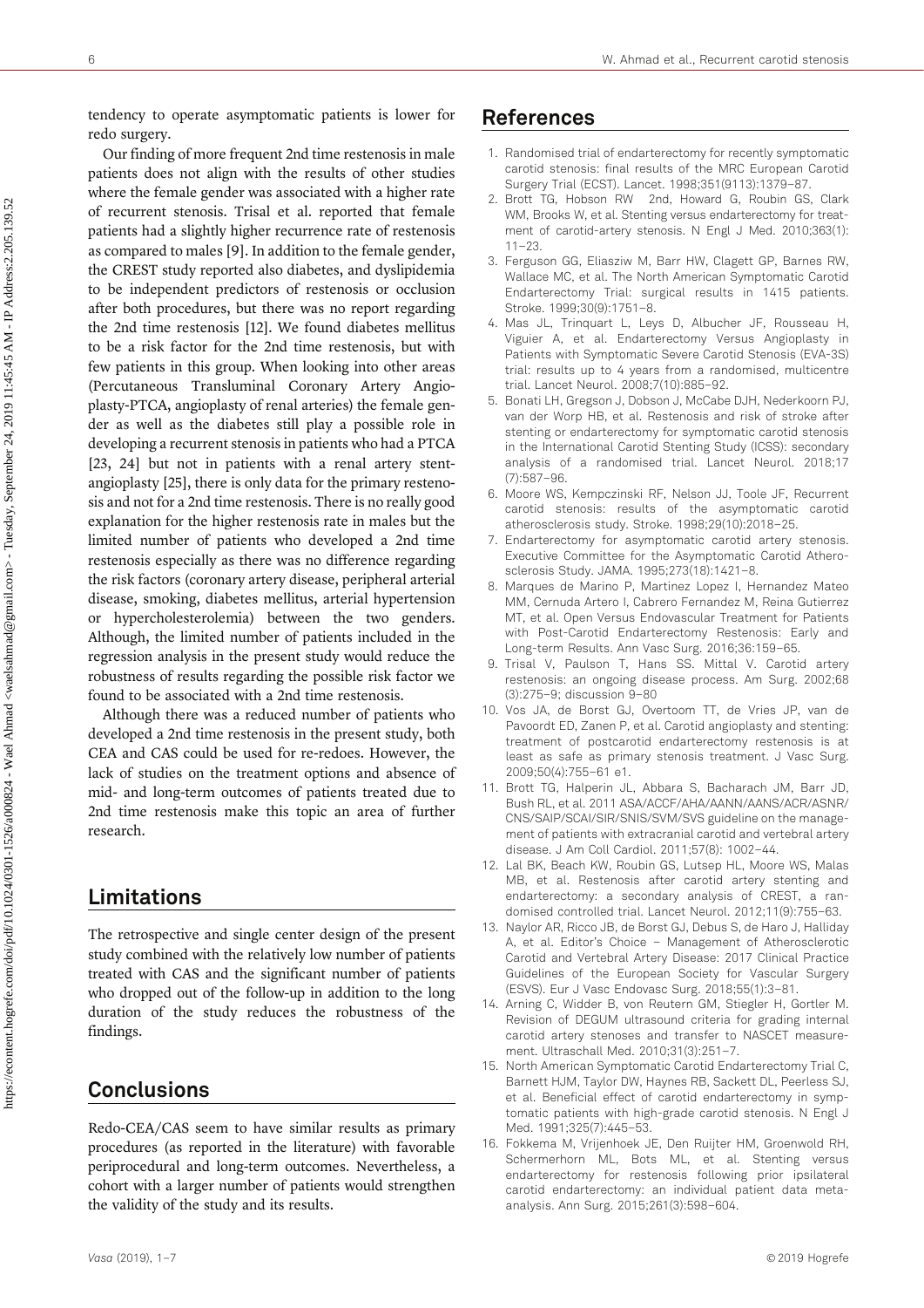tendency to operate asymptomatic patients is lower for redo surgery.

Our finding of more frequent 2nd time restenosis in male patients does not align with the results of other studies where the female gender was associated with a higher rate of recurrent stenosis. Trisal et al. reported that female patients had a slightly higher recurrence rate of restenosis as compared to males [9]. In addition to the female gender, the CREST study reported also diabetes, and dyslipidemia to be independent predictors of restenosis or occlusion after both procedures, but there was no report regarding the 2nd time restenosis [12]. We found diabetes mellitus to be a risk factor for the 2nd time restenosis, but with few patients in this group. When looking into other areas (Percutaneous Transluminal Coronary Artery Angioplasty-PTCA, angioplasty of renal arteries) the female gender as well as the diabetes still play a possible role in developing a recurrent stenosis in patients who had a PTCA [23, 24] but not in patients with a renal artery stent-angioplasty [25], there is only data for the primary restenosis and not for a 2nd time restenosis. There is no really good explanation for the higher restenosis rate in males but the limited number of patients who developed a 2nd time restenosis especially as there was no difference regarding the risk factors (coronary artery disease, peripheral arterial disease, smoking, diabetes mellitus, arterial hypertension or hypercholesterolemia) between the two genders. Although, the limited number of patients included in the regression analysis in the present study would reduce the robustness of results regarding the possible risk factor we found to be associated with a 2nd time restenosis.

Although there was a reduced number of patients who developed a 2nd time restenosis in the present study, both CEA and CAS could be used for re-redoes. However, the lack of studies on the treatment options and absence of mid- and long-term outcomes of patients treated due to 2nd time restenosis make this topic an area of further research.

## Limitations

The retrospective and single center design of the present study combined with the relatively low number of patients treated with CAS and the significant number of patients who dropped out of the follow-up in addition to the long duration of the study reduces the robustness of the findings.

## Conclusions

Redo-CEA/CAS seem to have similar results as primary procedures (as reported in the literature) with favorable periprocedural and long-term outcomes. Nevertheless, a cohort with a larger number of patients would strengthen the validity of the study and its results.

## References

1. Randomised trial of endarterectomy for recently symptomatic carotid stenosis: final results of the MRC European Carotid Surgery Trial (ECST). Lancet. 1998;351(9113):1379–87.
2. Brott TG, Hobson RW 2nd, Howard G, Roubin GS, Clark WM, Brooks W, et al. Stenting versus endarterectomy for treatment of carotid-artery stenosis. N Engl J Med. 2010;363(1): 11–23.
3. Ferguson GG, Eliasziw M, Barr HW, Clagett GP, Barnes RW, Wallace MC, et al. The North American Symptomatic Carotid Endarterectomy Trial: surgical results in 1415 patients. Stroke. 1999;30(9):1751–8.
4. Mas JL, Trinquart L, Leys D, Albucher JF, Rousseau H, Viguier A, et al. Endarterectomy Versus Angioplasty in Patients with Symptomatic Severe Carotid Stenosis (EVA-3S) trial: results up to 4 years from a randomised, multicentre trial. Lancet Neurol. 2008;7(10):885–92.
5. Bonati LH, Gregson J, Dobson J, McCabe DJH, Nederkoorn PJ, van der Worp HB, et al. Restenosis and risk of stroke after stenting or endarterectomy for symptomatic carotid stenosis in the International Carotid Stenting Study (ICSS): secondary analysis of a randomised trial. Lancet Neurol. 2018;17 (7):587–96.
6. Moore WS, Kempczinski RF, Nelson JJ, Toole JF, Recurrent carotid stenosis: results of the asymptomatic carotid atherosclerosis study. Stroke. 1998;29(10):2018–25.
7. Endarterectomy for asymptomatic carotid artery stenosis. Executive Committee for the Asymptomatic Carotid Atherosclerosis Study. JAMA. 1995;273(18):1421–8.
8. Marques de Marino P, Martinez Lopez I, Hernandez Mateo MM, Cernuda Artero I, Cabrero Fernandez M, Reina Gutierrez MT, et al. Open Versus Endovascular Treatment for Patients with Post-Carotid Endarterectomy Restenosis: Early and Long-term Results. Ann Vasc Surg. 2016;36:159–65.
9. Trisal V, Paulson T, Hans SS. Mittal V. Carotid artery restenosis: an ongoing disease process. Am Surg. 2002;68 (3):275–9; discussion 9–80
10. Vos JA, de Borst GJ, Overtoom TT, de Vries JP, van de Pavoordt ED, Zanen P, et al. Carotid angioplasty and stenting: treatment of postcarotid endarterectomy restenosis is at least as safe as primary stenosis treatment. J Vasc Surg. 2009;50(4):755–61 e1.
11. Brott TG, Halperin JL, Abbara S, Bacharach JM, Barr JD, Bush RL, et al. 2011 ASA/ACCF/AHA/AANN/AANS/ACR/ASNR/CNS/SAIP/SCAI/SIR/SNIS/SVM/SVS guideline on the management of patients with extracranial carotid and vertebral artery disease. J Am Coll Cardiol. 2011;57(8): 1002–44.
12. Lal BK, Beach KW, Roubin GS, Lutsep HL, Moore WS, Malas MB, et al. Restenosis after carotid artery stenting and endarterectomy: a secondary analysis of CREST, a randomised controlled trial. Lancet Neurol. 2012;11(9):755–63.
13. Naylor AR, Ricco JB, de Borst GJ, Debus S, de Haro J, Halliday A, et al. Editor's Choice – Management of Atherosclerotic Carotid and Vertebral Artery Disease: 2017 Clinical Practice Guidelines of the European Society for Vascular Surgery (ESVS). Eur J Vasc Endovasc Surg. 2018;55(1):3–81.
14. Arning C, Widder B, von Reutern GM, Stiegler H, Gortler M. Revision of DEGUM ultrasound criteria for grading internal carotid artery stenoses and transfer to NASCET measurement. Ultraschall Med. 2010;31(3):251–7.
15. North American Symptomatic Carotid Endarterectomy Trial C, Barnett HJM, Taylor DW, Haynes RB, Sackett DL, Peerless SJ, et al. Beneficial effect of carotid endarterectomy in symptomatic patients with high-grade carotid stenosis. N Engl J Med. 1991;325(7):445–53.
16. Fokkema M, Vrijenhoek JE, Den Ruijter HM, Groenwold RH, Schermerhorn ML, Bots ML, et al. Stenting versus endarterectomy for restenosis following prior ipsilateral carotid endarterectomy: an individual patient data meta-analysis. Ann Surg. 2015;261(3):598–604.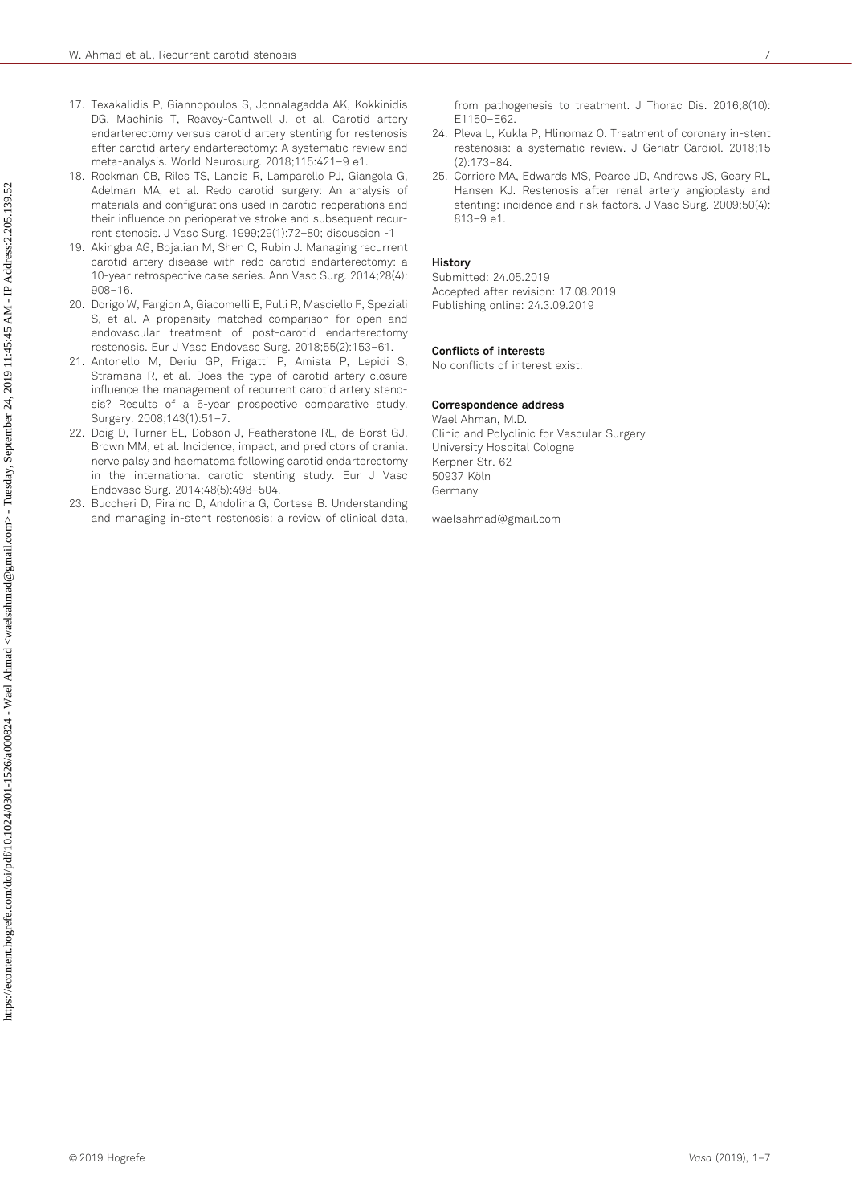17. Texakalidis P, Giannopoulos S, Jonnalagadda AK, Kokkinidis DG, Machinis T, Reavey-Cantwell J, et al. Carotid artery endarterectomy versus carotid artery stenting for restenosis after carotid artery endarterectomy: A systematic review and meta-analysis. World Neurosurg. 2018;115:421–9 e1.
18. Rockman CB, Riles TS, Landis R, Lamparello PJ, Giangola G, Adelman MA, et al. Redo carotid surgery: An analysis of materials and configurations used in carotid reoperations and their influence on perioperative stroke and subsequent recurrent stenosis. J Vasc Surg. 1999;29(1):72–80; discussion -1
19. Akingba AG, Bojalian M, Shen C, Rubin J. Managing recurrent carotid artery disease with redo carotid endarterectomy: a 10-year retrospective case series. Ann Vasc Surg. 2014;28(4): 908–16.
20. Dorigo W, Fargion A, Giacomelli E, Pulli R, Masciello F, Speziali S, et al. A propensity matched comparison for open and endovascular treatment of post-carotid endarterectomy restenosis. Eur J Vasc Endovasc Surg. 2018;55(2):153–61.
21. Antonello M, Deriu GP, Frigatti P, Amista P, Lepidi S, Stramana R, et al. Does the type of carotid artery closure influence the management of recurrent carotid artery stenosis? Results of a 6-year prospective comparative study. Surgery. 2008;143(1):51–7.
22. Doig D, Turner EL, Dobson J, Featherstone RL, de Borst GJ, Brown MM, et al. Incidence, impact, and predictors of cranial nerve palsy and haematoma following carotid endarterectomy in the international carotid stenting study. Eur J Vasc Endovasc Surg. 2014;48(5):498–504.
23. Buccheri D, Piraino D, Andolina G, Cortese B. Understanding and managing in-stent restenosis: a review of clinical data, from pathogenesis to treatment. J Thorac Dis. 2016;8(10): E1150–E62.
24. Pleva L, Kukla P, Hlinomaz O. Treatment of coronary in-stent restenosis: a systematic review. J Geriatr Cardiol. 2018;15 (2):173–84.
25. Corriere MA, Edwards MS, Pearce JD, Andrews JS, Geary RL, Hansen KJ. Restenosis after renal artery angioplasty and stenting: incidence and risk factors. J Vasc Surg. 2009;50(4): 813–9 e1.

**History**

Submitted: 24.05.2019
Accepted after revision: 17.08.2019
Publishing online: 24.3.09.2019

**Conflicts of interests**

No conflicts of interest exist.

**Correspondence address**

Wael Ahman, M.D.
Clinic and Polyclinic for Vascular Surgery
University Hospital Cologne
Kerpner Str. 62
50937 Köln
Germany

waelsahmad@gmail.com